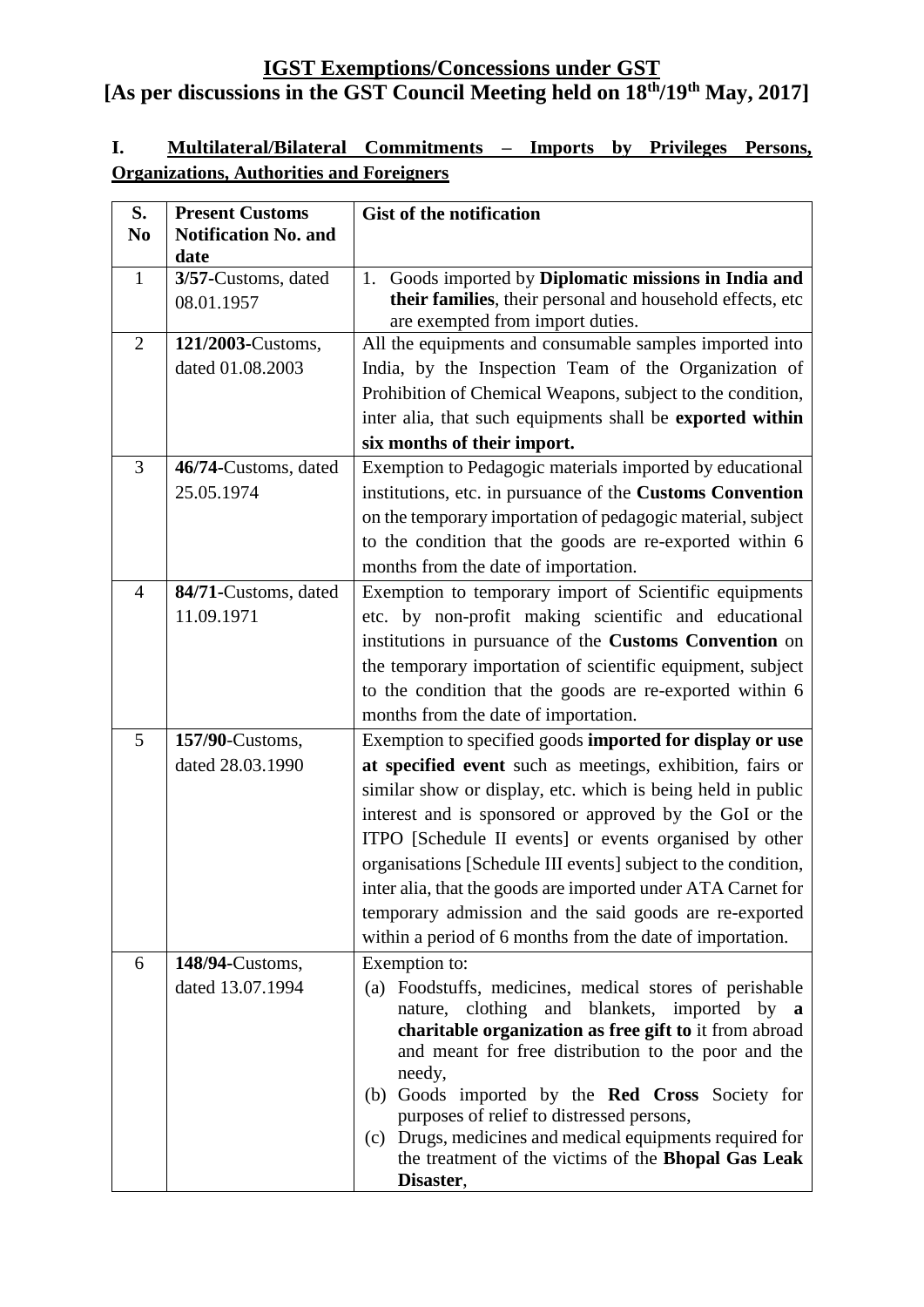# IGST Exemptions/Concessions under GST
## [As per discussions in the GST Council Meeting held on 18th/19th May, 2017]

### I. Multilateral/Bilateral Commitments – Imports by Privileges Persons, Organizations, Authorities and Foreigners

| S. No | Present Customs Notification No. and date | Gist of the notification |
|---|---|---|
| 1 | **3/57**-Customs, dated 08.01.1957 | 1. Goods imported by **Diplomatic missions in India and their families**, their personal and household effects, etc are exempted from import duties. |
| 2 | **121/2003-**Customs, dated 01.08.2003 | All the equipments and consumable samples imported into India, by the Inspection Team of the Organization of Prohibition of Chemical Weapons, subject to the condition, inter alia, that such equipments shall be **exported within six months of their import.** |
| 3 | **46/74-**Customs, dated 25.05.1974 | Exemption to Pedagogic materials imported by educational institutions, etc. in pursuance of the **Customs Convention** on the temporary importation of pedagogic material, subject to the condition that the goods are re-exported within 6 months from the date of importation. |
| 4 | **84/71-**Customs, dated 11.09.1971 | Exemption to temporary import of Scientific equipments etc. by non-profit making scientific and educational institutions in pursuance of the **Customs Convention** on the temporary importation of scientific equipment, subject to the condition that the goods are re-exported within 6 months from the date of importation. |
| 5 | **157/90-**Customs, dated 28.03.1990 | Exemption to specified goods **imported for display or use at specified event** such as meetings, exhibition, fairs or similar show or display, etc. which is being held in public interest and is sponsored or approved by the GoI or the ITPO [Schedule II events] or events organised by other organisations [Schedule III events] subject to the condition, inter alia, that the goods are imported under ATA Carnet for temporary admission and the said goods are re-exported within a period of 6 months from the date of importation. |
| 6 | **148/94-**Customs, dated 13.07.1994 | Exemption to:<br>(a) Foodstuffs, medicines, medical stores of perishable nature, clothing and blankets, imported by **a charitable organization as free gift to** it from abroad and meant for free distribution to the poor and the needy,<br>(b) Goods imported by the **Red Cross** Society for purposes of relief to distressed persons,<br>(c) Drugs, medicines and medical equipments required for the treatment of the victims of the **Bhopal Gas Leak Disaster**, |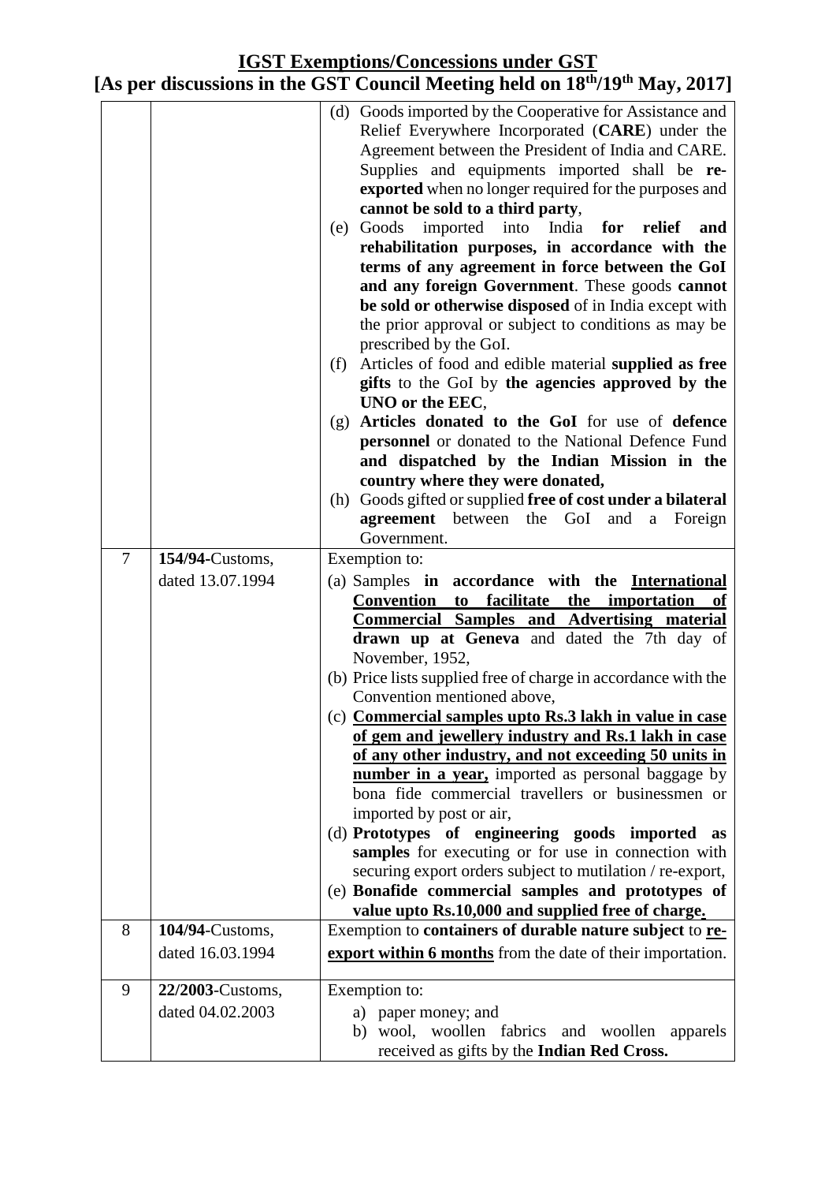## IGST Exemptions/Concessions under GST

## [As per discussions in the GST Council Meeting held on 18th/19th May, 2017]

| | | |
|---|---|---|
| | | (d) Goods imported by the Cooperative for Assistance and Relief Everywhere Incorporated (**CARE**) under the Agreement between the President of India and CARE. Supplies and equipments imported shall be **re-exported** when no longer required for the purposes and **cannot be sold to a third party**,<br>(e) Goods imported into India **for relief and rehabilitation purposes, in accordance with the terms of any agreement in force between the GoI and any foreign Government**. These goods **cannot be sold or otherwise disposed** of in India except with the prior approval or subject to conditions as may be prescribed by the GoI.<br>(f) Articles of food and edible material **supplied as free gifts** to the GoI by **the agencies approved by the UNO or the EEC**,<br>(g) **Articles donated to the GoI** for use of **defence personnel** or donated to the National Defence Fund **and dispatched by the Indian Mission in the country where they were donated,**<br>(h) Goods gifted or supplied **free of cost under a bilateral agreement** between the GoI and a Foreign Government. |
| 7 | **154/94**-Customs, dated 13.07.1994 | Exemption to:<br>(a) Samples **in accordance with the <u>International Convention to facilitate the importation of Commercial Samples and Advertising material</u> drawn up at Geneva** and dated the 7th day of November, 1952,<br>(b) Price lists supplied free of charge in accordance with the Convention mentioned above,<br>(c) **<u>Commercial samples upto Rs.3 lakh in value in case of gem and jewellery industry and Rs.1 lakh in case of any other industry, and not exceeding 50 units in number in a year,</u>** imported as personal baggage by bona fide commercial travellers or businessmen or imported by post or air,<br>(d) **Prototypes of engineering goods imported as samples** for executing or for use in connection with securing export orders subject to mutilation / re-export,<br>(e) **Bonafide commercial samples and prototypes of value upto Rs.10,000 and supplied free of charge.** |
| 8 | **104/94**-Customs, dated 16.03.1994 | Exemption to **containers of durable nature subject** to **<u>re-export within 6 months</u>** from the date of their importation. |
| 9 | **22/2003**-Customs, dated 04.02.2003 | Exemption to:<br>a) paper money; and<br>b) wool, woollen fabrics and woollen apparels received as gifts by the **Indian Red Cross.** |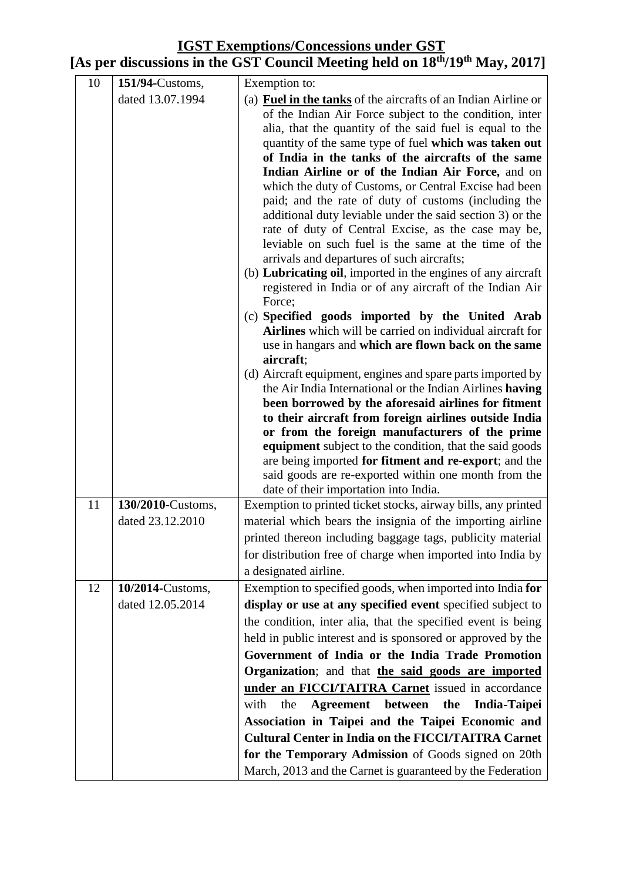## IGST Exemptions/Concessions under GST
## [As per discussions in the GST Council Meeting held on 18th/19th May, 2017]

| | | |
|---|---|---|
| 10 | **151/94**-Customs, dated 13.07.1994 | Exemption to:<br>(a) **Fuel in the tanks** of the aircrafts of an Indian Airline or of the Indian Air Force subject to the condition, inter alia, that the quantity of the said fuel is equal to the quantity of the same type of fuel **which was taken out of India in the tanks of the aircrafts of the same Indian Airline or of the Indian Air Force,** and on which the duty of Customs, or Central Excise had been paid; and the rate of duty of customs (including the additional duty leviable under the said section 3) or the rate of duty of Central Excise, as the case may be, leviable on such fuel is the same at the time of the arrivals and departures of such aircrafts;<br>(b) **Lubricating oil**, imported in the engines of any aircraft registered in India or of any aircraft of the Indian Air Force;<br>(c) **Specified goods imported by the United Arab Airlines** which will be carried on individual aircraft for use in hangars and **which are flown back on the same aircraft**;<br>(d) Aircraft equipment, engines and spare parts imported by the Air India International or the Indian Airlines **having been borrowed by the aforesaid airlines for fitment to their aircraft from foreign airlines outside India or from the foreign manufacturers of the prime equipment** subject to the condition, that the said goods are being imported **for fitment and re-export**; and the said goods are re-exported within one month from the date of their importation into India. |
| 11 | **130/2010**-Customs, dated 23.12.2010 | Exemption to printed ticket stocks, airway bills, any printed material which bears the insignia of the importing airline printed thereon including baggage tags, publicity material for distribution free of charge when imported into India by a designated airline. |
| 12 | **10/2014**-Customs, dated 12.05.2014 | Exemption to specified goods, when imported into India **for display or use at any specified event** specified subject to the condition, inter alia, that the specified event is being held in public interest and is sponsored or approved by the **Government of India or the India Trade Promotion Organization**; and that **the said goods are imported under an FICCI/TAITRA Carnet** issued in accordance with the **Agreement between the India-Taipei Association in Taipei and the Taipei Economic and Cultural Center in India on the FICCI/TAITRA Carnet for the Temporary Admission** of Goods signed on 20th March, 2013 and the Carnet is guaranteed by the Federation |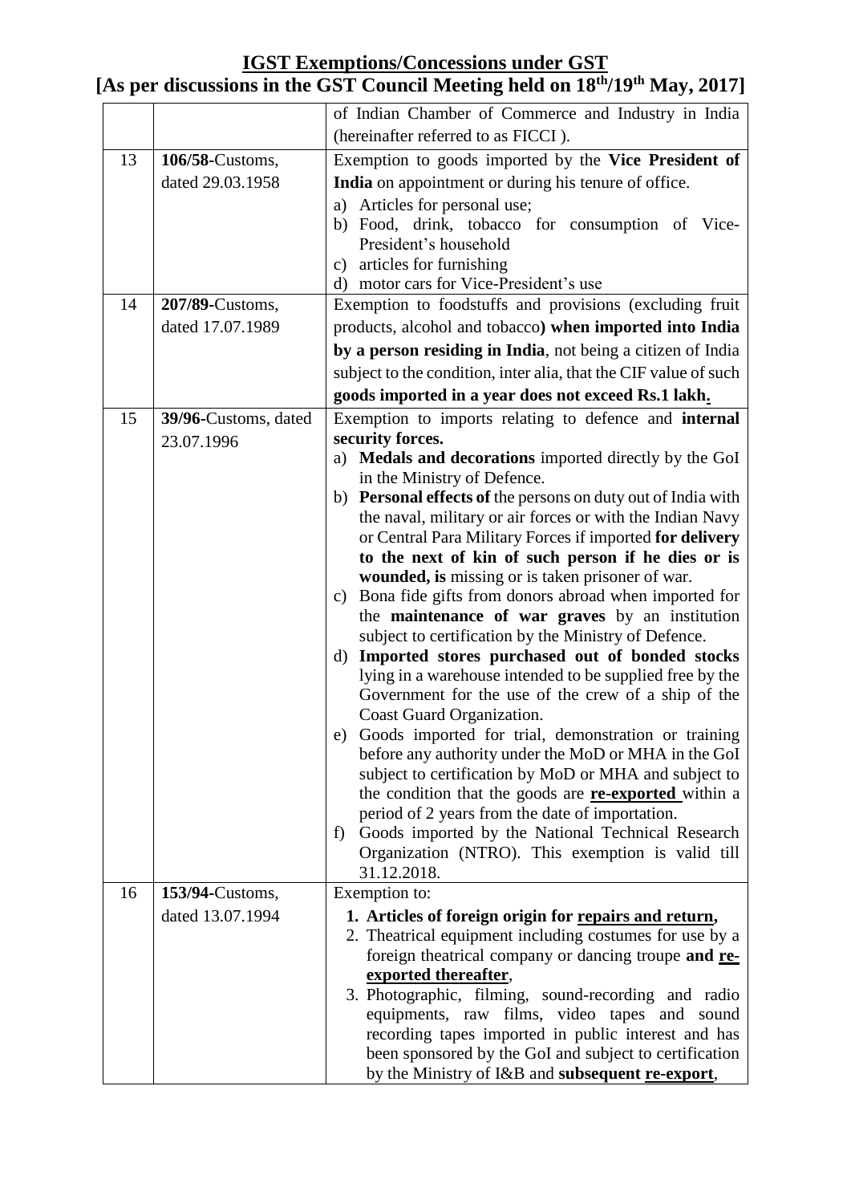## IGST Exemptions/Concessions under GST

## [As per discussions in the GST Council Meeting held on 18th/19th May, 2017]

| | | |
|---|---|---|
| | | of Indian Chamber of Commerce and Industry in India (hereinafter referred to as FICCI ). |
| 13 | **106/58**-Customs, dated 29.03.1958 | Exemption to goods imported by the **Vice President of India** on appointment or during his tenure of office.<br>a) Articles for personal use;<br>b) Food, drink, tobacco for consumption of Vice-President's household<br>c) articles for furnishing<br>d) motor cars for Vice-President's use |
| 14 | **207/89**-Customs, dated 17.07.1989 | Exemption to foodstuffs and provisions (excluding fruit products, alcohol and tobacco**) when imported into India by a person residing in India**, not being a citizen of India subject to the condition, inter alia, that the CIF value of such **goods imported in a year does not exceed Rs.1 lakh.** |
| 15 | **39/96**-Customs, dated 23.07.1996 | Exemption to imports relating to defence and **internal security forces.**<br>a) **Medals and decorations** imported directly by the GoI in the Ministry of Defence.<br>b) **Personal effects of** the persons on duty out of India with the naval, military or air forces or with the Indian Navy or Central Para Military Forces if imported **for delivery to the next of kin of such person if he dies or is wounded, is** missing or is taken prisoner of war.<br>c) Bona fide gifts from donors abroad when imported for the **maintenance of war graves** by an institution subject to certification by the Ministry of Defence.<br>d) **Imported stores purchased out of bonded stocks** lying in a warehouse intended to be supplied free by the Government for the use of the crew of a ship of the Coast Guard Organization.<br>e) Goods imported for trial, demonstration or training before any authority under the MoD or MHA in the GoI subject to certification by MoD or MHA and subject to the condition that the goods are **re-exported** within a period of 2 years from the date of importation.<br>f) Goods imported by the National Technical Research Organization (NTRO). This exemption is valid till 31.12.2018. |
| 16 | **153/94**-Customs, dated 13.07.1994 | Exemption to:<br>**1. Articles of foreign origin for repairs and return,**<br>2. Theatrical equipment including costumes for use by a foreign theatrical company or dancing troupe **and re-exported thereafter**,<br>3. Photographic, filming, sound-recording and radio equipments, raw films, video tapes and sound recording tapes imported in public interest and has been sponsored by the GoI and subject to certification by the Ministry of I&B and **subsequent re-export**, |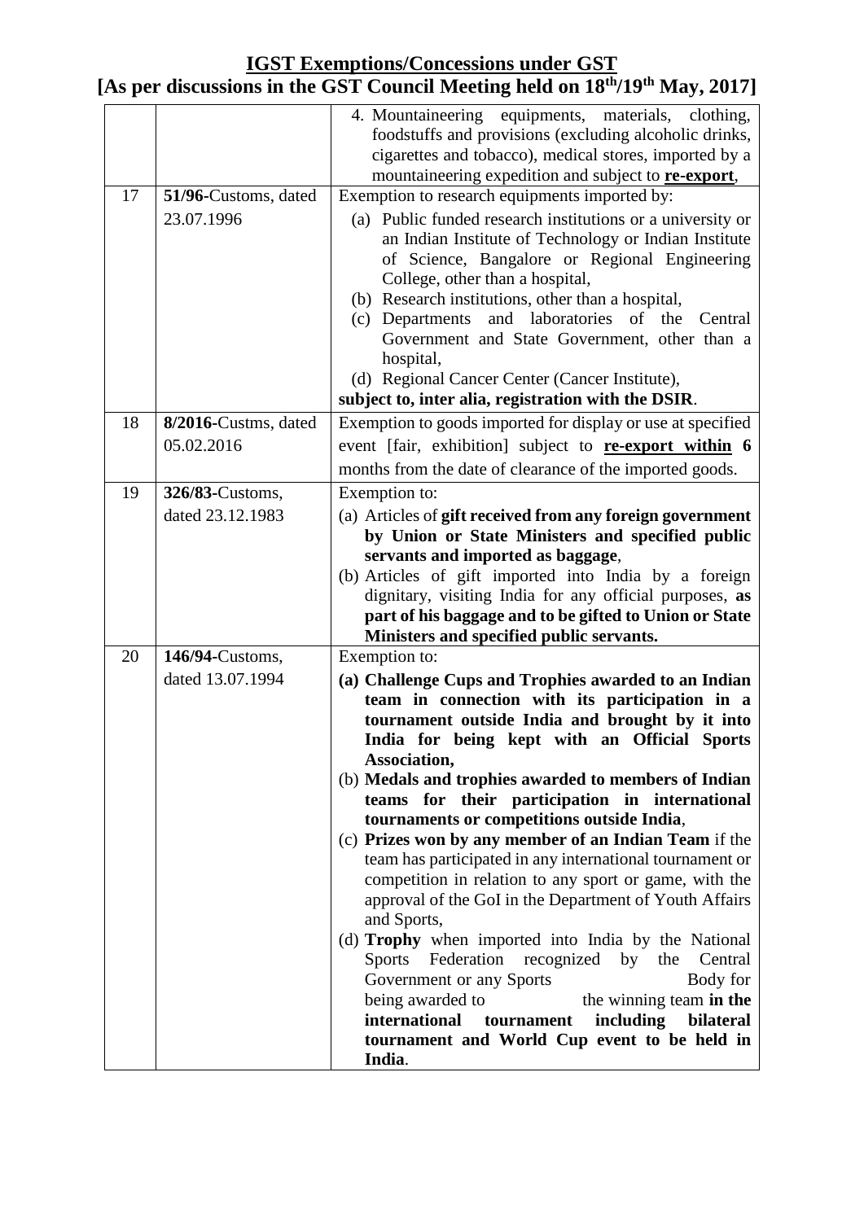## IGST Exemptions/Concessions under GST
## [As per discussions in the GST Council Meeting held on 18th/19th May, 2017]

| | | |
|---|---|---|
| | | 4. Mountaineering equipments, materials, clothing, foodstuffs and provisions (excluding alcoholic drinks, cigarettes and tobacco), medical stores, imported by a mountaineering expedition and subject to **re-export**, |
| 17 | **51/96**-Customs, dated 23.07.1996 | Exemption to research equipments imported by: (a) Public funded research institutions or a university or an Indian Institute of Technology or Indian Institute of Science, Bangalore or Regional Engineering College, other than a hospital, (b) Research institutions, other than a hospital, (c) Departments and laboratories of the Central Government and State Government, other than a hospital, (d) Regional Cancer Center (Cancer Institute), **subject to, inter alia, registration with the DSIR**. |
| 18 | **8/2016**-Custms, dated 05.02.2016 | Exemption to goods imported for display or use at specified event [fair, exhibition] subject to **re-export within 6** months from the date of clearance of the imported goods. |
| 19 | **326/83**-Customs, dated 23.12.1983 | Exemption to: (a) Articles of **gift received from any foreign government by Union or State Ministers and specified public servants and imported as baggage**, (b) Articles of gift imported into India by a foreign dignitary, visiting India for any official purposes, **as part of his baggage and to be gifted to Union or State Ministers and specified public servants.** |
| 20 | **146/94**-Customs, dated 13.07.1994 | Exemption to: **(a) Challenge Cups and Trophies awarded to an Indian team in connection with its participation in a tournament outside India and brought by it into India for being kept with an Official Sports Association,** (b) **Medals and trophies awarded to members of Indian teams for their participation in international tournaments or competitions outside India**, (c) **Prizes won by any member of an Indian Team** if the team has participated in any international tournament or competition in relation to any sport or game, with the approval of the GoI in the Department of Youth Affairs and Sports, (d) **Trophy** when imported into India by the National Sports Federation recognized by the Central Government or any Sports Body for being awarded to the winning team **in the international tournament including bilateral tournament and World Cup event to be held in India**. |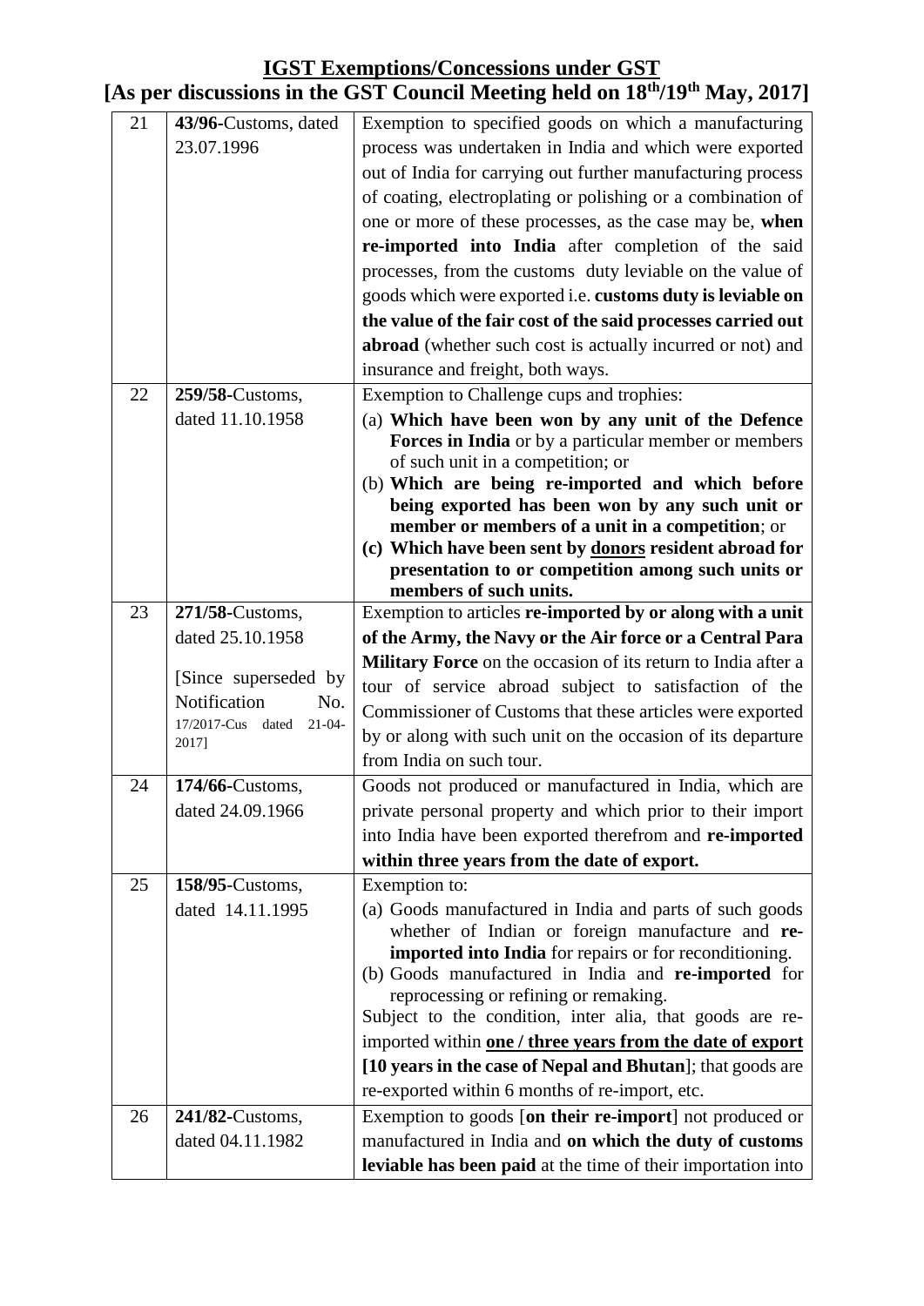## IGST Exemptions/Concessions under GST

## [As per discussions in the GST Council Meeting held on 18th/19th May, 2017]

| | | |
|---|---|---|
| 21 | **43/96**-Customs, dated 23.07.1996 | Exemption to specified goods on which a manufacturing process was undertaken in India and which were exported out of India for carrying out further manufacturing process of coating, electroplating or polishing or a combination of one or more of these processes, as the case may be, **when re-imported into India** after completion of the said processes, from the customs duty leviable on the value of goods which were exported i.e. **customs duty is leviable on the value of the fair cost of the said processes carried out abroad** (whether such cost is actually incurred or not) and insurance and freight, both ways. |
| 22 | **259/58**-Customs, dated 11.10.1958 | Exemption to Challenge cups and trophies:<br>(a) **Which have been won by any unit of the Defence Forces in India** or by a particular member or members of such unit in a competition; or<br>(b) **Which are being re-imported and which before being exported has been won by any such unit or member or members of a unit in a competition**; or<br>(c) **Which have been sent by <u>donors</u> resident abroad for presentation to or competition among such units or members of such units.** |
| 23 | **271/58**-Customs, dated 25.10.1958<br><br>[Since superseded by Notification No. 17/2017-Cus dated 21-04-2017] | Exemption to articles **re-imported by or along with a unit of the Army, the Navy or the Air force or a Central Para Military Force** on the occasion of its return to India after a tour of service abroad subject to satisfaction of the Commissioner of Customs that these articles were exported by or along with such unit on the occasion of its departure from India on such tour. |
| 24 | **174/66**-Customs, dated 24.09.1966 | Goods not produced or manufactured in India, which are private personal property and which prior to their import into India have been exported therefrom and **re-imported within three years from the date of export.** |
| 25 | **158/95**-Customs, dated 14.11.1995 | Exemption to:<br>(a) Goods manufactured in India and parts of such goods whether of Indian or foreign manufacture and **re-imported into India** for repairs or for reconditioning.<br>(b) Goods manufactured in India and **re-imported** for reprocessing or refining or remaking.<br>Subject to the condition, inter alia, that goods are re-imported within **<u>one / three years from the date of export</u>** **[10 years in the case of Nepal and Bhutan**]; that goods are re-exported within 6 months of re-import, etc. |
| 26 | **241/82**-Customs, dated 04.11.1982 | Exemption to goods [**on their re-import**] not produced or manufactured in India and **on which the duty of customs leviable has been paid** at the time of their importation into |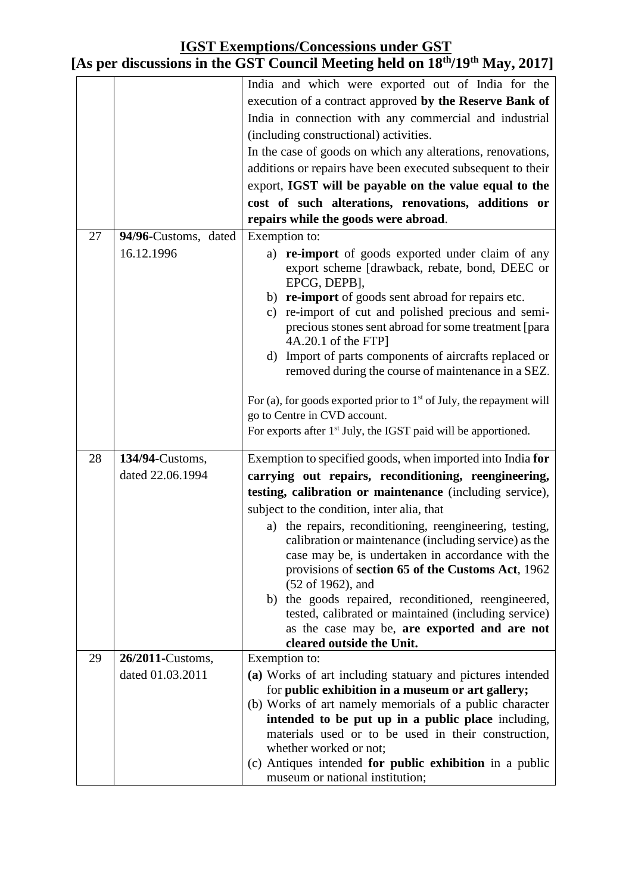# IGST Exemptions/Concessions under GST
## [As per discussions in the GST Council Meeting held on 18th/19th May, 2017]

| | | |
|---|---|---|
| | | India and which were exported out of India for the execution of a contract approved **by the Reserve Bank of** India in connection with any commercial and industrial (including constructional) activities.<br>In the case of goods on which any alterations, renovations, additions or repairs have been executed subsequent to their export, **IGST will be payable on the value equal to the cost of such alterations, renovations, additions or repairs while the goods were abroad**. |
| 27 | **94/96**-Customs, dated 16.12.1996 | Exemption to:<br>a) **re-import** of goods exported under claim of any export scheme [drawback, rebate, bond, DEEC or EPCG, DEPB],<br>b) **re-import** of goods sent abroad for repairs etc.<br>c) re-import of cut and polished precious and semi-precious stones sent abroad for some treatment [para 4A.20.1 of the FTP]<br>d) Import of parts components of aircrafts replaced or removed during the course of maintenance in a SEZ.<br><br>For (a), for goods exported prior to 1st of July, the repayment will go to Centre in CVD account.<br>For exports after 1st July, the IGST paid will be apportioned. |
| 28 | **134/94**-Customs, dated 22.06.1994 | Exemption to specified goods, when imported into India **for carrying out repairs, reconditioning, reengineering, testing, calibration or maintenance** (including service), subject to the condition, inter alia, that<br>a) the repairs, reconditioning, reengineering, testing, calibration or maintenance (including service) as the case may be, is undertaken in accordance with the provisions of **section 65 of the Customs Act**, 1962 (52 of 1962), and<br>b) the goods repaired, reconditioned, reengineered, tested, calibrated or maintained (including service) as the case may be, **are exported and are not cleared outside the Unit.** |
| 29 | **26/2011**-Customs, dated 01.03.2011 | Exemption to:<br>**(a)** Works of art including statuary and pictures intended for **public exhibition in a museum or art gallery;**<br>(b) Works of art namely memorials of a public character **intended to be put up in a public place** including, materials used or to be used in their construction, whether worked or not;<br>(c) Antiques intended **for public exhibition** in a public museum or national institution; |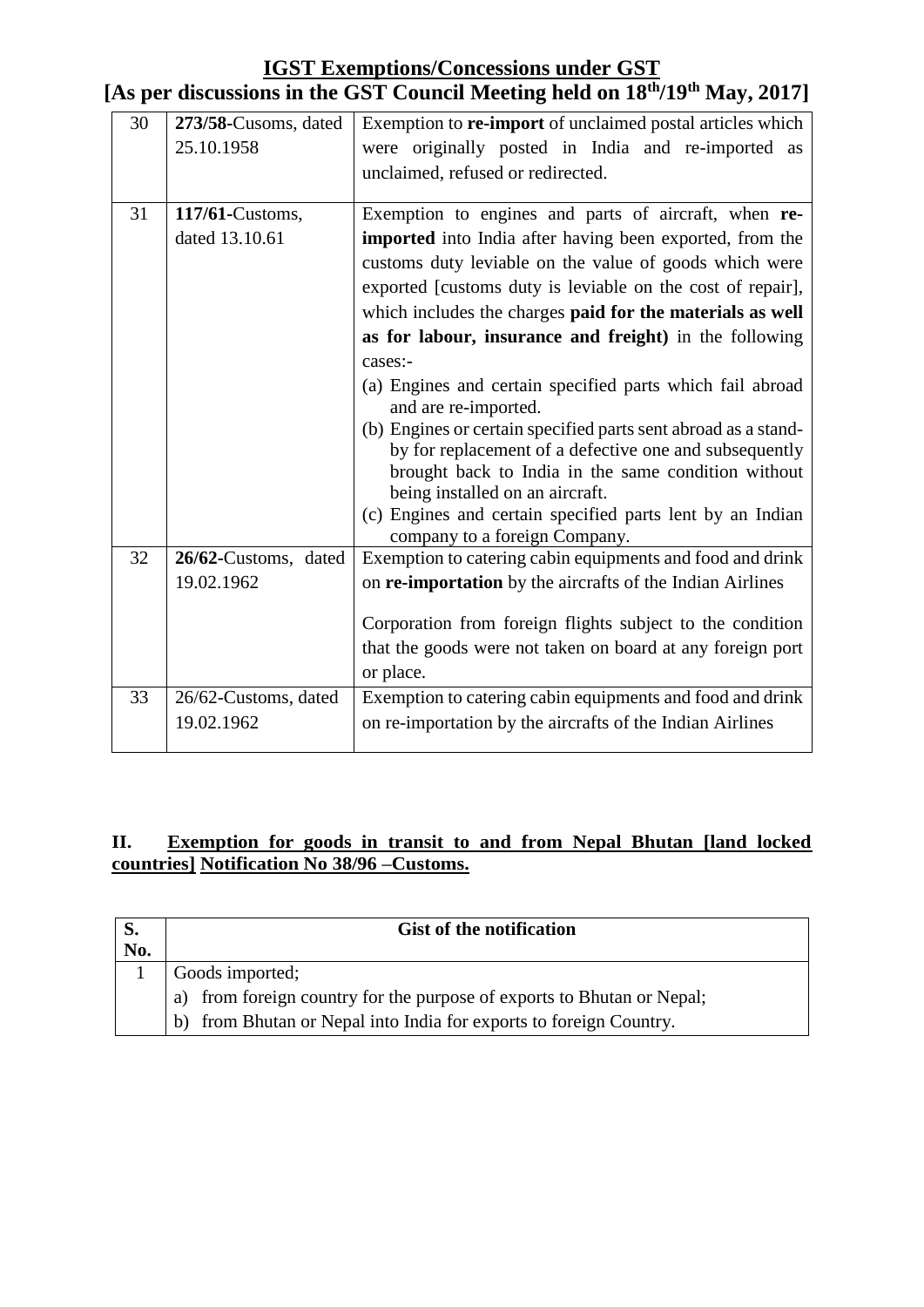## IGST Exemptions/Concessions under GST
## [As per discussions in the GST Council Meeting held on 18th/19th May, 2017]

| | | |
|---|---|---|
| 30 | **273/58**-Cusoms, dated 25.10.1958 | Exemption to **re-import** of unclaimed postal articles which were originally posted in India and re-imported as unclaimed, refused or redirected. |
| 31 | **117/61**-Customs, dated 13.10.61 | Exemption to engines and parts of aircraft, when **re-imported** into India after having been exported, from the customs duty leviable on the value of goods which were exported [customs duty is leviable on the cost of repair], which includes the charges **paid for the materials as well as for labour, insurance and freight)** in the following cases:-<br>(a) Engines and certain specified parts which fail abroad and are re-imported.<br>(b) Engines or certain specified parts sent abroad as a stand-by for replacement of a defective one and subsequently brought back to India in the same condition without being installed on an aircraft.<br>(c) Engines and certain specified parts lent by an Indian company to a foreign Company. |
| 32 | **26/62**-Customs, dated 19.02.1962 | Exemption to catering cabin equipments and food and drink on **re-importation** by the aircrafts of the Indian Airlines<br><br>Corporation from foreign flights subject to the condition that the goods were not taken on board at any foreign port or place. |
| 33 | 26/62-Customs, dated 19.02.1962 | Exemption to catering cabin equipments and food and drink on re-importation by the aircrafts of the Indian Airlines |

## II. Exemption for goods in transit to and from Nepal Bhutan [land locked countries] Notification No 38/96 –Customs.

| S. No. | Gist of the notification |
|---|---|
| 1 | Goods imported;<br>a) from foreign country for the purpose of exports to Bhutan or Nepal;<br>b) from Bhutan or Nepal into India for exports to foreign Country. |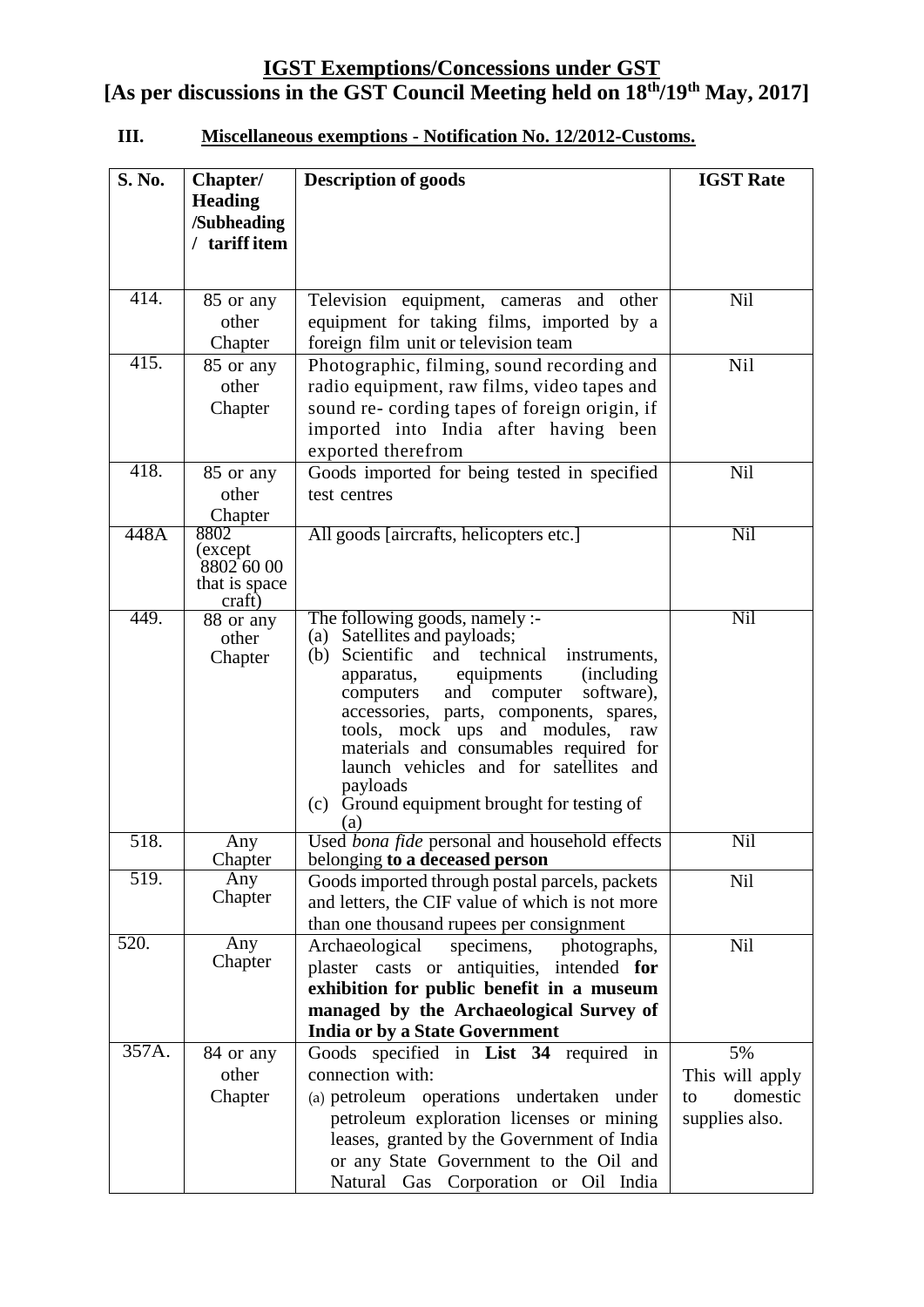## IGST Exemptions/Concessions under GST

## [As per discussions in the GST Council Meeting held on 18th/19th May, 2017]

### III. Miscellaneous exemptions - Notification No. 12/2012-Customs.

| S. No. | Chapter/ Heading /Subheading / tariff item | Description of goods | IGST Rate |
|---|---|---|---|
| 414. | 85 or any other Chapter | Television equipment, cameras and other equipment for taking films, imported by a foreign film unit or television team | Nil |
| 415. | 85 or any other Chapter | Photographic, filming, sound recording and radio equipment, raw films, video tapes and sound re- cording tapes of foreign origin, if imported into India after having been exported therefrom | Nil |
| 418. | 85 or any other Chapter | Goods imported for being tested in specified test centres | Nil |
| 448A | 8802 (except 8802 60 00 that is space craft) | All goods [aircrafts, helicopters etc.] | Nil |
| 449. | 88 or any other Chapter | The following goods, namely :- (a) Satellites and payloads; (b) Scientific and technical instruments, apparatus, equipments (including computers and computer software), accessories, parts, components, spares, tools, mock ups and modules, raw materials and consumables required for launch vehicles and for satellites and payloads (c) Ground equipment brought for testing of (a) | Nil |
| 518. | Any Chapter | Used *bona fide* personal and household effects belonging **to a deceased person** | Nil |
| 519. | Any Chapter | Goods imported through postal parcels, packets and letters, the CIF value of which is not more than one thousand rupees per consignment | Nil |
| 520. | Any Chapter | Archaeological specimens, photographs, plaster casts or antiquities, intended **for exhibition for public benefit in a museum managed by the Archaeological Survey of India or by a State Government** | Nil |
| 357A. | 84 or any other Chapter | Goods specified in **List 34** required in connection with: (a) petroleum operations undertaken under petroleum exploration licenses or mining leases, granted by the Government of India or any State Government to the Oil and Natural Gas Corporation or Oil India | 5% This will apply to domestic supplies also. |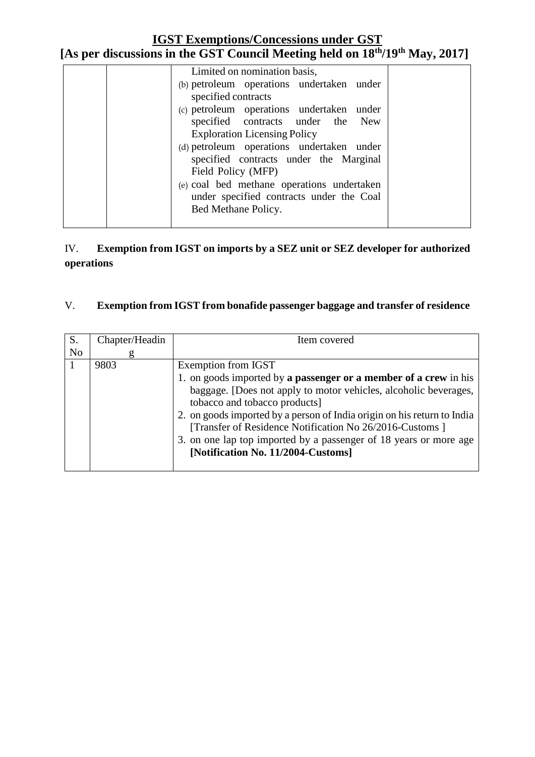# IGST Exemptions/Concessions under GST

## [As per discussions in the GST Council Meeting held on 18th/19th May, 2017]

| | | | |
|---|---|---|---|
| | | Limited on nomination basis,<br>(b) petroleum operations undertaken under specified contracts<br>(c) petroleum operations undertaken under specified contracts under the New Exploration Licensing Policy<br>(d) petroleum operations undertaken under specified contracts under the Marginal Field Policy (MFP)<br>(e) coal bed methane operations undertaken under specified contracts under the Coal Bed Methane Policy. | |

IV. **Exemption from IGST on imports by a SEZ unit or SEZ developer for authorized operations**

V. **Exemption from IGST from bonafide passenger baggage and transfer of residence**

| S. No | Chapter/Heading | Item covered |
|---|---|---|
| 1 | 9803 | Exemption from IGST<br>1. on goods imported by **a passenger or a member of a crew** in his baggage. [Does not apply to motor vehicles, alcoholic beverages, tobacco and tobacco products]<br>2. on goods imported by a person of India origin on his return to India [Transfer of Residence Notification No 26/2016-Customs ]<br>3. on one lap top imported by a passenger of 18 years or more age **[Notification No. 11/2004-Customs]** |